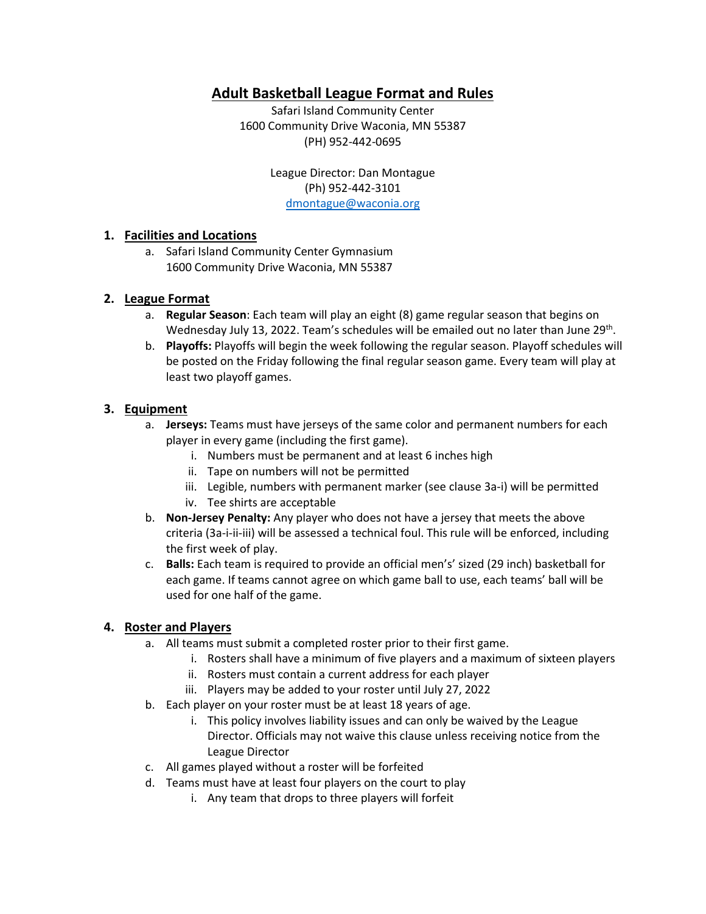# Adult Basketball League Format and Rules

Safari Island Community Center
1600 Community Drive Waconia, MN 55387
(PH) 952-442-0695

League Director: Dan Montague
(Ph) 952-442-3101
dmontague@waconia.org

## 1. Facilities and Locations

a. Safari Island Community Center Gymnasium
   1600 Community Drive Waconia, MN 55387

## 2. League Format

a. **Regular Season**: Each team will play an eight (8) game regular season that begins on Wednesday July 13, 2022. Team's schedules will be emailed out no later than June 29th.

b. **Playoffs:** Playoffs will begin the week following the regular season. Playoff schedules will be posted on the Friday following the final regular season game. Every team will play at least two playoff games.

## 3. Equipment

a. **Jerseys:** Teams must have jerseys of the same color and permanent numbers for each player in every game (including the first game).
   i. Numbers must be permanent and at least 6 inches high
   ii. Tape on numbers will not be permitted
   iii. Legible, numbers with permanent marker (see clause 3a-i) will be permitted
   iv. Tee shirts are acceptable

b. **Non-Jersey Penalty:** Any player who does not have a jersey that meets the above criteria (3a-i-ii-iii) will be assessed a technical foul. This rule will be enforced, including the first week of play.

c. **Balls:** Each team is required to provide an official men's' sized (29 inch) basketball for each game. If teams cannot agree on which game ball to use, each teams' ball will be used for one half of the game.

## 4. Roster and Players

a. All teams must submit a completed roster prior to their first game.
   i. Rosters shall have a minimum of five players and a maximum of sixteen players
   ii. Rosters must contain a current address for each player
   iii. Players may be added to your roster until July 27, 2022

b. Each player on your roster must be at least 18 years of age.
   i. This policy involves liability issues and can only be waived by the League Director. Officials may not waive this clause unless receiving notice from the League Director

c. All games played without a roster will be forfeited

d. Teams must have at least four players on the court to play
   i. Any team that drops to three players will forfeit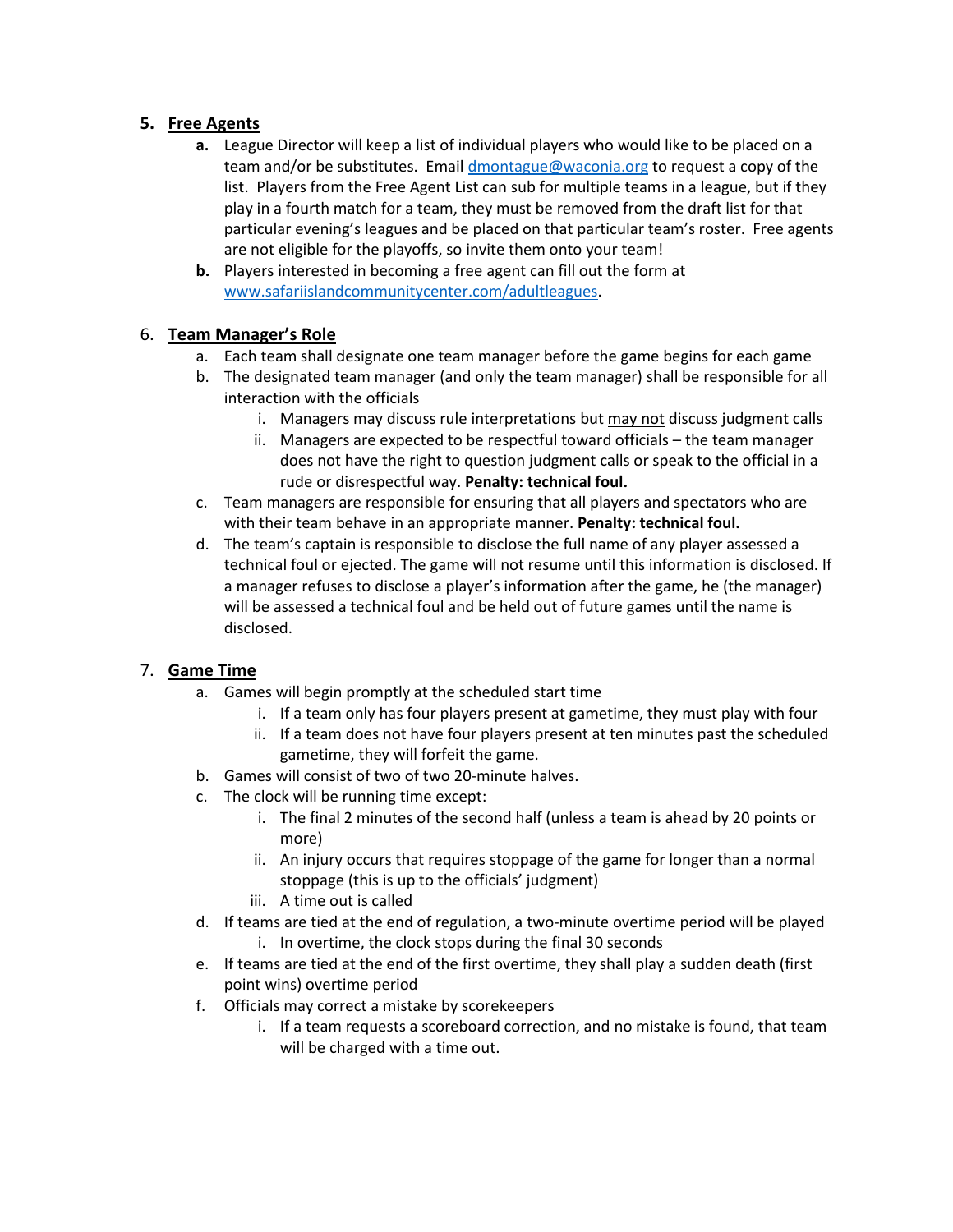5. **Free Agents**
    - **a.** League Director will keep a list of individual players who would like to be placed on a team and/or be substitutes. Email [dmontague@waconia.org](mailto:dmontague@waconia.org) to request a copy of the list. Players from the Free Agent List can sub for multiple teams in a league, but if they play in a fourth match for a team, they must be removed from the draft list for that particular evening's leagues and be placed on that particular team's roster. Free agents are not eligible for the playoffs, so invite them onto your team!
    - **b.** Players interested in becoming a free agent can fill out the form at [www.safariislandcommunitycenter.com/adultleagues](http://www.safariislandcommunitycenter.com/adultleagues).

6. **Team Manager's Role**
    - a. Each team shall designate one team manager before the game begins for each game
    - b. The designated team manager (and only the team manager) shall be responsible for all interaction with the officials
        - i. Managers may discuss rule interpretations but <u>may not</u> discuss judgment calls
        - ii. Managers are expected to be respectful toward officials – the team manager does not have the right to question judgment calls or speak to the official in a rude or disrespectful way. **Penalty: technical foul.**
    - c. Team managers are responsible for ensuring that all players and spectators who are with their team behave in an appropriate manner. **Penalty: technical foul.**
    - d. The team's captain is responsible to disclose the full name of any player assessed a technical foul or ejected. The game will not resume until this information is disclosed. If a manager refuses to disclose a player's information after the game, he (the manager) will be assessed a technical foul and be held out of future games until the name is disclosed.

7. **Game Time**
    - a. Games will begin promptly at the scheduled start time
        - i. If a team only has four players present at gametime, they must play with four
        - ii. If a team does not have four players present at ten minutes past the scheduled gametime, they will forfeit the game.
    - b. Games will consist of two of two 20-minute halves.
    - c. The clock will be running time except:
        - i. The final 2 minutes of the second half (unless a team is ahead by 20 points or more)
        - ii. An injury occurs that requires stoppage of the game for longer than a normal stoppage (this is up to the officials' judgment)
        - iii. A time out is called
    - d. If teams are tied at the end of regulation, a two-minute overtime period will be played
        - i. In overtime, the clock stops during the final 30 seconds
    - e. If teams are tied at the end of the first overtime, they shall play a sudden death (first point wins) overtime period
    - f. Officials may correct a mistake by scorekeepers
        - i. If a team requests a scoreboard correction, and no mistake is found, that team will be charged with a time out.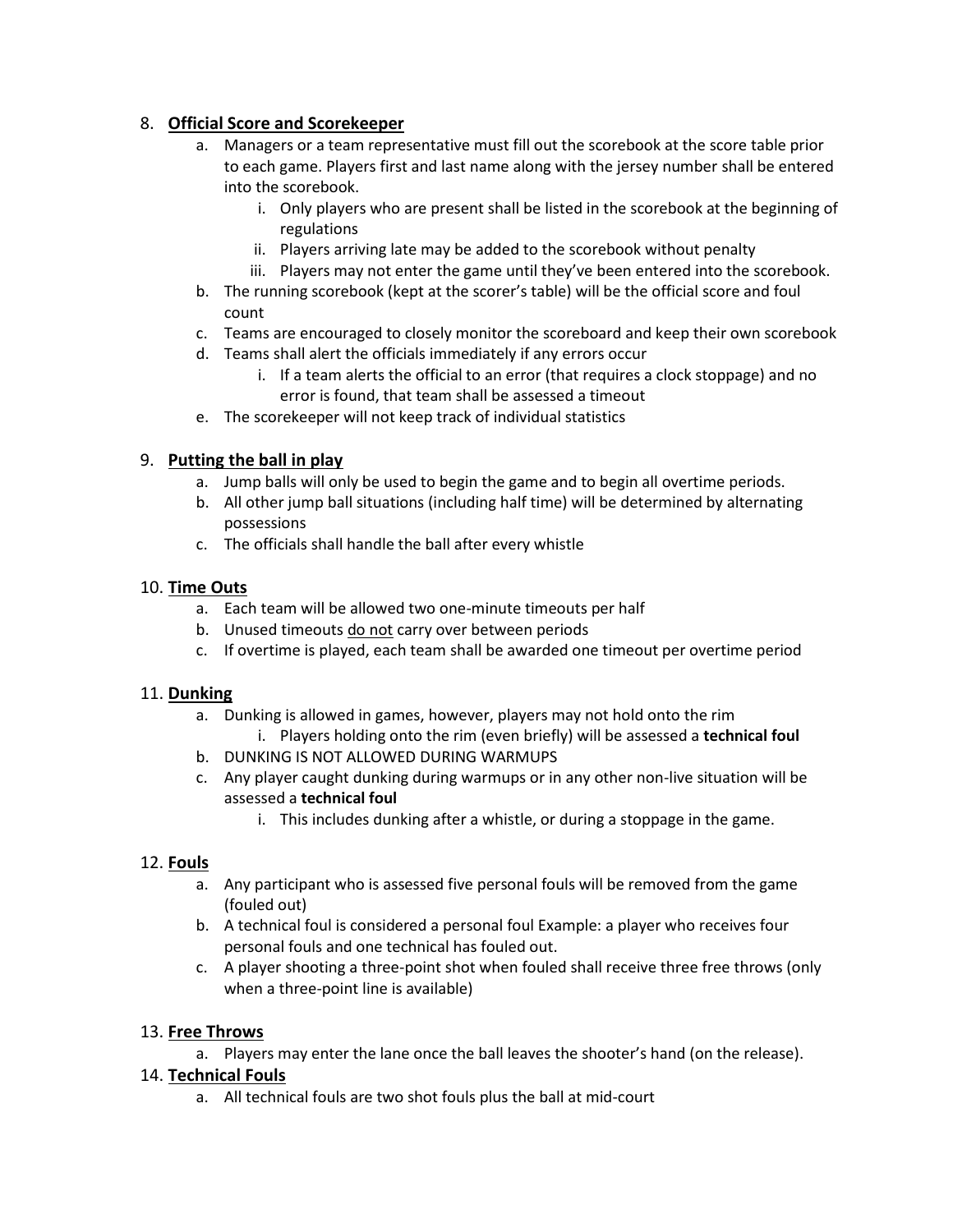8. **Official Score and Scorekeeper**
    a. Managers or a team representative must fill out the scorebook at the score table prior to each game. Players first and last name along with the jersey number shall be entered into the scorebook.
        i. Only players who are present shall be listed in the scorebook at the beginning of regulations
        ii. Players arriving late may be added to the scorebook without penalty
        iii. Players may not enter the game until they've been entered into the scorebook.
    b. The running scorebook (kept at the scorer's table) will be the official score and foul count
    c. Teams are encouraged to closely monitor the scoreboard and keep their own scorebook
    d. Teams shall alert the officials immediately if any errors occur
        i. If a team alerts the official to an error (that requires a clock stoppage) and no error is found, that team shall be assessed a timeout
    e. The scorekeeper will not keep track of individual statistics

9. **Putting the ball in play**
    a. Jump balls will only be used to begin the game and to begin all overtime periods.
    b. All other jump ball situations (including half time) will be determined by alternating possessions
    c. The officials shall handle the ball after every whistle

10. **Time Outs**
    a. Each team will be allowed two one-minute timeouts per half
    b. Unused timeouts do not carry over between periods
    c. If overtime is played, each team shall be awarded one timeout per overtime period

11. **Dunking**
    a. Dunking is allowed in games, however, players may not hold onto the rim
        i. Players holding onto the rim (even briefly) will be assessed a **technical foul**
    b. DUNKING IS NOT ALLOWED DURING WARMUPS
    c. Any player caught dunking during warmups or in any other non-live situation will be assessed a **technical foul**
        i. This includes dunking after a whistle, or during a stoppage in the game.

12. **Fouls**
    a. Any participant who is assessed five personal fouls will be removed from the game (fouled out)
    b. A technical foul is considered a personal foul Example: a player who receives four personal fouls and one technical has fouled out.
    c. A player shooting a three-point shot when fouled shall receive three free throws (only when a three-point line is available)

13. **Free Throws**
    a. Players may enter the lane once the ball leaves the shooter's hand (on the release).

14. **Technical Fouls**
    a. All technical fouls are two shot fouls plus the ball at mid-court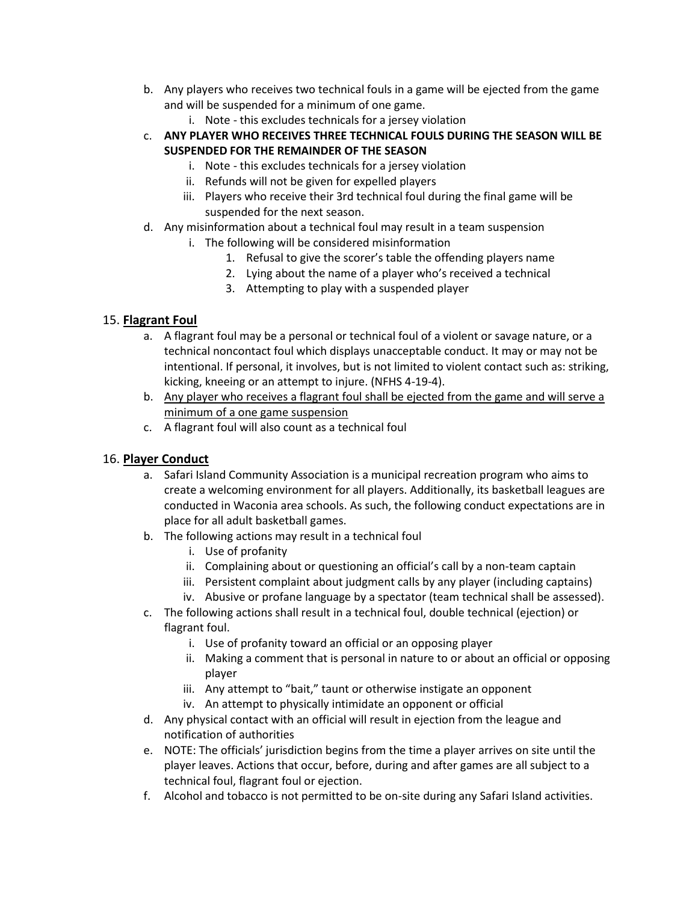b. Any players who receives two technical fouls in a game will be ejected from the game and will be suspended for a minimum of one game.
    i. Note - this excludes technicals for a jersey violation
c. **ANY PLAYER WHO RECEIVES THREE TECHNICAL FOULS DURING THE SEASON WILL BE SUSPENDED FOR THE REMAINDER OF THE SEASON**
    i. Note - this excludes technicals for a jersey violation
    ii. Refunds will not be given for expelled players
    iii. Players who receive their 3rd technical foul during the final game will be suspended for the next season.
d. Any misinformation about a technical foul may result in a team suspension
    i. The following will be considered misinformation
        1. Refusal to give the scorer's table the offending players name
        2. Lying about the name of a player who's received a technical
        3. Attempting to play with a suspended player

## 15. <u>Flagrant Foul</u>

a. A flagrant foul may be a personal or technical foul of a violent or savage nature, or a technical noncontact foul which displays unacceptable conduct. It may or may not be intentional. If personal, it involves, but is not limited to violent contact such as: striking, kicking, kneeing or an attempt to injure. (NFHS 4-19-4).
b. <u>Any player who receives a flagrant foul shall be ejected from the game and will serve a minimum of a one game suspension</u>
c. A flagrant foul will also count as a technical foul

## 16. <u>Player Conduct</u>

a. Safari Island Community Association is a municipal recreation program who aims to create a welcoming environment for all players. Additionally, its basketball leagues are conducted in Waconia area schools. As such, the following conduct expectations are in place for all adult basketball games.
b. The following actions may result in a technical foul
    i. Use of profanity
    ii. Complaining about or questioning an official's call by a non-team captain
    iii. Persistent complaint about judgment calls by any player (including captains)
    iv. Abusive or profane language by a spectator (team technical shall be assessed).
c. The following actions shall result in a technical foul, double technical (ejection) or flagrant foul.
    i. Use of profanity toward an official or an opposing player
    ii. Making a comment that is personal in nature to or about an official or opposing player
    iii. Any attempt to "bait," taunt or otherwise instigate an opponent
    iv. An attempt to physically intimidate an opponent or official
d. Any physical contact with an official will result in ejection from the league and notification of authorities
e. NOTE: The officials' jurisdiction begins from the time a player arrives on site until the player leaves. Actions that occur, before, during and after games are all subject to a technical foul, flagrant foul or ejection.
f. Alcohol and tobacco is not permitted to be on-site during any Safari Island activities.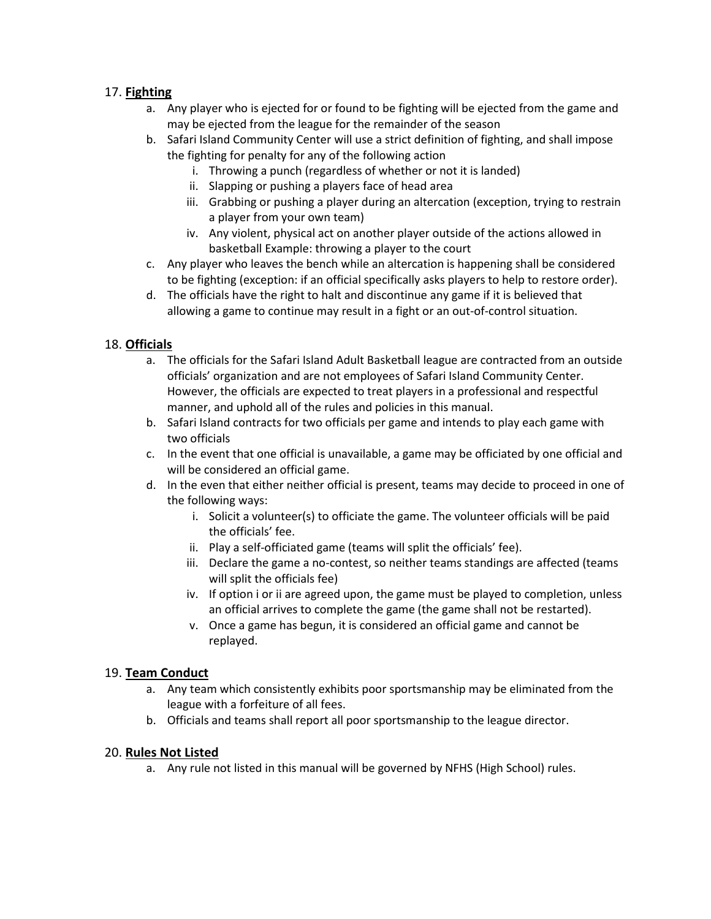17. **Fighting**

   a. Any player who is ejected for or found to be fighting will be ejected from the game and may be ejected from the league for the remainder of the season
   b. Safari Island Community Center will use a strict definition of fighting, and shall impose the fighting for penalty for any of the following action
      i. Throwing a punch (regardless of whether or not it is landed)
      ii. Slapping or pushing a players face of head area
      iii. Grabbing or pushing a player during an altercation (exception, trying to restrain a player from your own team)
      iv. Any violent, physical act on another player outside of the actions allowed in basketball Example: throwing a player to the court
   c. Any player who leaves the bench while an altercation is happening shall be considered to be fighting (exception: if an official specifically asks players to help to restore order).
   d. The officials have the right to halt and discontinue any game if it is believed that allowing a game to continue may result in a fight or an out-of-control situation.

18. **Officials**

   a. The officials for the Safari Island Adult Basketball league are contracted from an outside officials' organization and are not employees of Safari Island Community Center. However, the officials are expected to treat players in a professional and respectful manner, and uphold all of the rules and policies in this manual.
   b. Safari Island contracts for two officials per game and intends to play each game with two officials
   c. In the event that one official is unavailable, a game may be officiated by one official and will be considered an official game.
   d. In the even that either neither official is present, teams may decide to proceed in one of the following ways:
      i. Solicit a volunteer(s) to officiate the game. The volunteer officials will be paid the officials' fee.
      ii. Play a self-officiated game (teams will split the officials' fee).
      iii. Declare the game a no-contest, so neither teams standings are affected (teams will split the officials fee)
      iv. If option i or ii are agreed upon, the game must be played to completion, unless an official arrives to complete the game (the game shall not be restarted).
      v. Once a game has begun, it is considered an official game and cannot be replayed.

19. **Team Conduct**

   a. Any team which consistently exhibits poor sportsmanship may be eliminated from the league with a forfeiture of all fees.
   b. Officials and teams shall report all poor sportsmanship to the league director.

20. **Rules Not Listed**

   a. Any rule not listed in this manual will be governed by NFHS (High School) rules.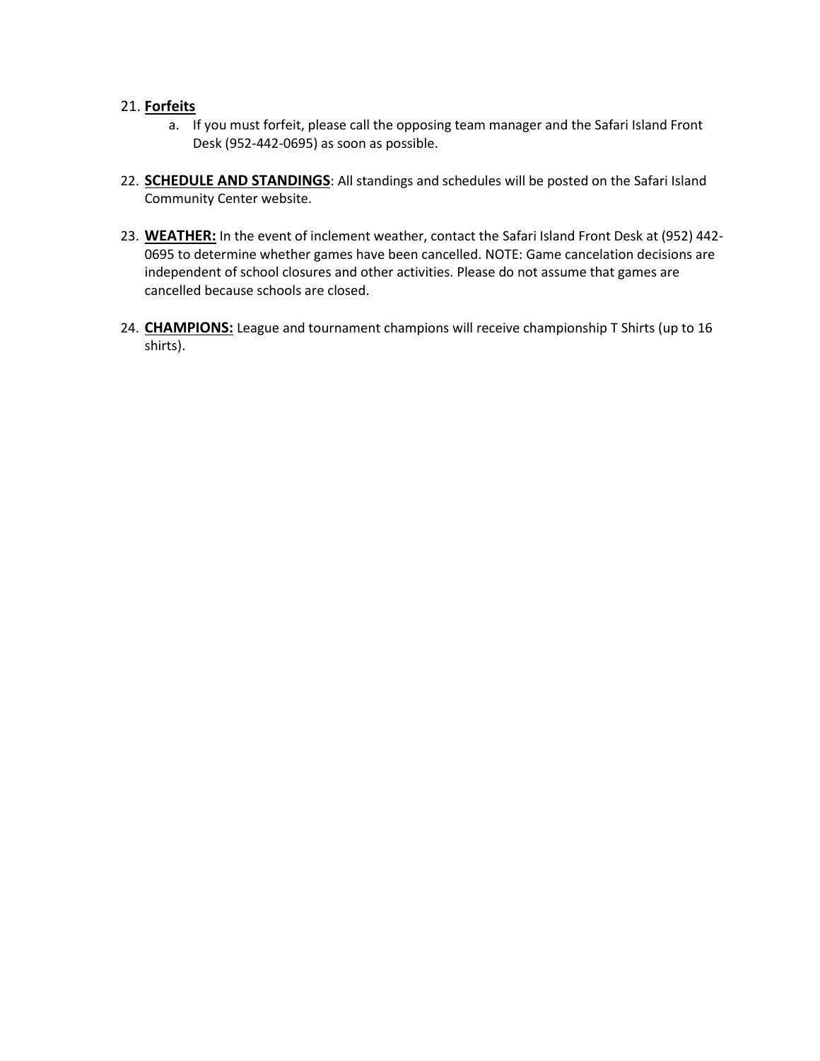21. **Forfeits**
    a. If you must forfeit, please call the opposing team manager and the Safari Island Front Desk (952-442-0695) as soon as possible.

22. **SCHEDULE AND STANDINGS**: All standings and schedules will be posted on the Safari Island Community Center website.

23. **WEATHER:** In the event of inclement weather, contact the Safari Island Front Desk at (952) 442-0695 to determine whether games have been cancelled. NOTE: Game cancelation decisions are independent of school closures and other activities. Please do not assume that games are cancelled because schools are closed.

24. **CHAMPIONS:** League and tournament champions will receive championship T Shirts (up to 16 shirts).